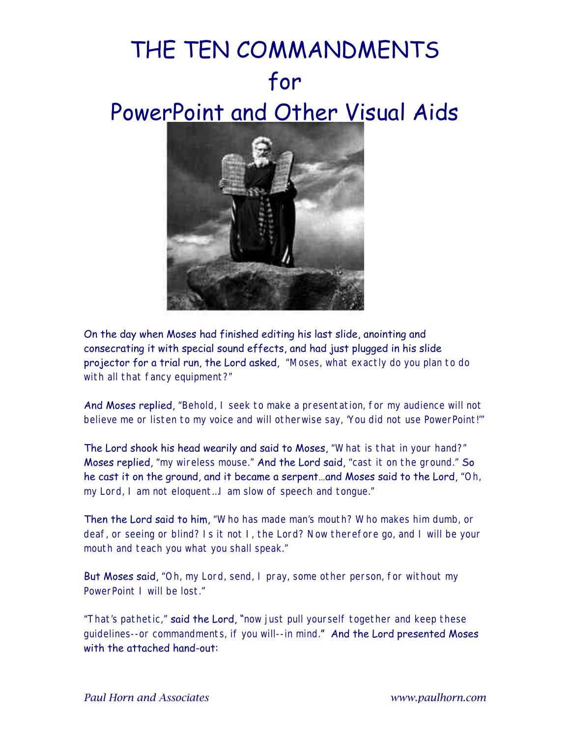# THE TEN COMMANDMENTS for PowerPoint and Other Visual Aids

On the day when Moses had finished editing his last slide, anointing and consecrating it with special sound effects, and had just plugged in his slide projector for a trial run, the Lord asked, "Moses, what exactly do you plan to do with all that fancy equipment?"

And Moses replied, "Behold, I seek to make a presentation, for my audience will not believe me or listen to my voice and will otherwise say, 'You did not use PowerPoint!'"

The Lord shook his head wearily and said to Moses, "What is that in your hand?" Moses replied, "my wireless mouse." And the Lord said, "cast it on the ground." So he cast it on the ground, and it became a serpent…and Moses said to the Lord, "Oh, my Lord, I am not eloquent…I am slow of speech and tongue."

Then the Lord said to him, "Who has made man's mouth? Who makes him dumb, or deaf, or seeing or blind? Is it not I, the Lord? Now therefore go, and I will be your mouth and teach you what you shall speak."

But Moses said, "Oh, my Lord, send, I pray, some other person, for without my PowerPoint I will be lost."

"That's pathetic," said the Lord, "now just pull yourself together and keep these guidelines--or commandments, if you will--in mind." And the Lord presented Moses with the attached hand-out: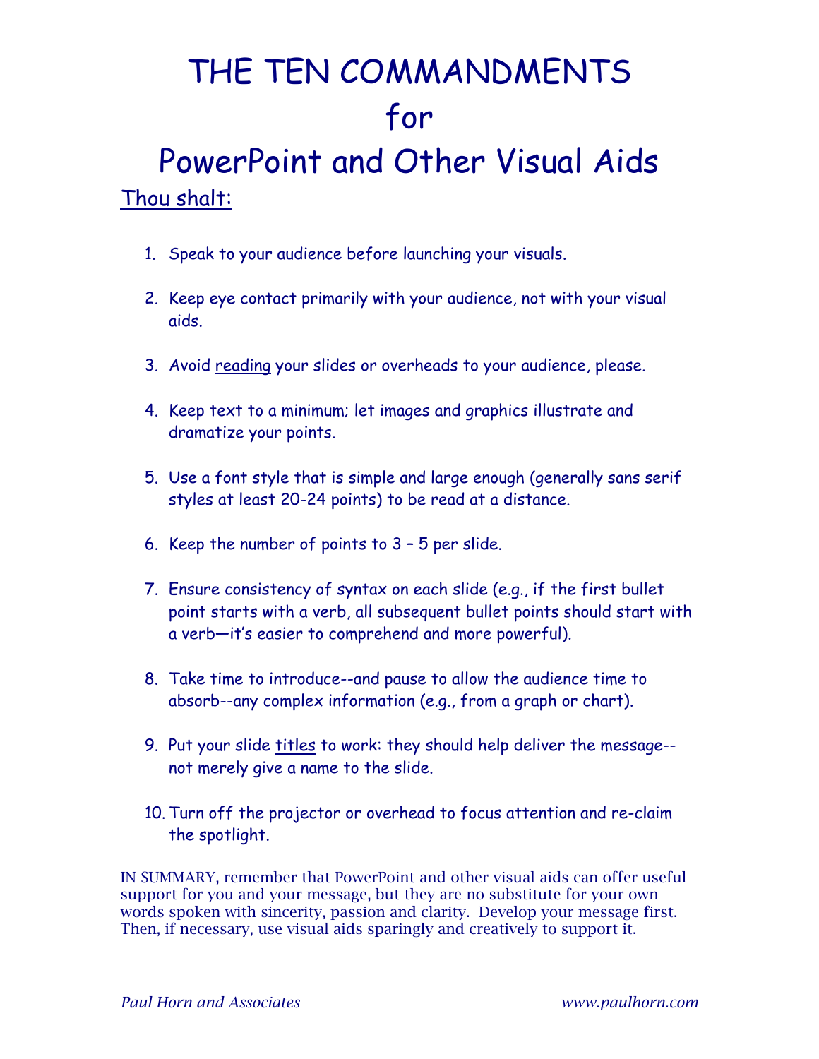# THE TEN COMMANDMENTS for PowerPoint and Other Visual Aids

Thou shalt:

1. Speak to your audience before launching your visuals.
2. Keep eye contact primarily with your audience, not with your visual aids.
3. Avoid reading your slides or overheads to your audience, please.
4. Keep text to a minimum; let images and graphics illustrate and dramatize your points.
5. Use a font style that is simple and large enough (generally sans serif styles at least 20-24 points) to be read at a distance.
6. Keep the number of points to 3 – 5 per slide.
7. Ensure consistency of syntax on each slide (e.g., if the first bullet point starts with a verb, all subsequent bullet points should start with a verb—it's easier to comprehend and more powerful).
8. Take time to introduce--and pause to allow the audience time to absorb--any complex information (e.g., from a graph or chart).
9. Put your slide titles to work: they should help deliver the message--not merely give a name to the slide.
10. Turn off the projector or overhead to focus attention and re-claim the spotlight.

IN SUMMARY, remember that PowerPoint and other visual aids can offer useful support for you and your message, but they are no substitute for your own words spoken with sincerity, passion and clarity. Develop your message first. Then, if necessary, use visual aids sparingly and creatively to support it.

*Paul Horn and Associates* *www.paulhorn.com*